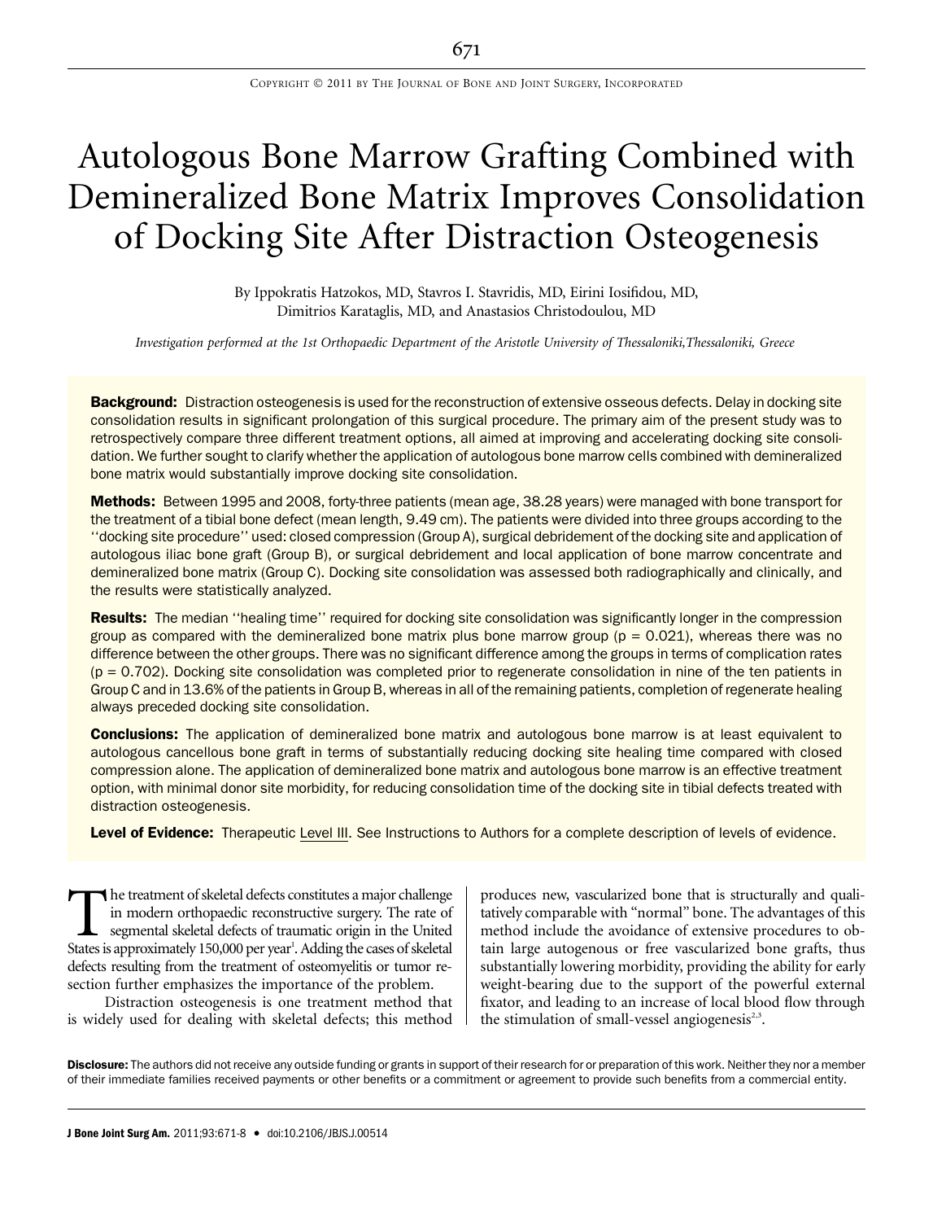# Autologous Bone Marrow Grafting Combined with Demineralized Bone Matrix Improves Consolidation of Docking Site After Distraction Osteogenesis

By Ippokratis Hatzokos, MD, Stavros I. Stavridis, MD, Eirini Iosifidou, MD, Dimitrios Karataglis, MD, and Anastasios Christodoulou, MD

*Investigation performed at the 1st Orthopaedic Department of the Aristotle University of Thessaloniki, Thessaloniki, Greece*

**Background:** Distraction osteogenesis is used for the reconstruction of extensive osseous defects. Delay in docking site consolidation results in significant prolongation of this surgical procedure. The primary aim of the present study was to retrospectively compare three different treatment options, all aimed at improving and accelerating docking site consolidation. We further sought to clarify whether the application of autologous bone marrow cells combined with demineralized bone matrix would substantially improve docking site consolidation.

**Methods:** Between 1995 and 2008, forty-three patients (mean age, 38.28 years) were managed with bone transport for the treatment of a tibial bone defect (mean length, 9.49 cm). The patients were divided into three groups according to the ''docking site procedure'' used: closed compression (Group A), surgical debridement of the docking site and application of autologous iliac bone graft (Group B), or surgical debridement and local application of bone marrow concentrate and demineralized bone matrix (Group C). Docking site consolidation was assessed both radiographically and clinically, and the results were statistically analyzed.

**Results:** The median ''healing time'' required for docking site consolidation was significantly longer in the compression group as compared with the demineralized bone matrix plus bone marrow group ($p = 0.021$), whereas there was no difference between the other groups. There was no significant difference among the groups in terms of complication rates ($p = 0.702$). Docking site consolidation was completed prior to regenerate consolidation in nine of the ten patients in Group C and in 13.6% of the patients in Group B, whereas in all of the remaining patients, completion of regenerate healing always preceded docking site consolidation.

**Conclusions:** The application of demineralized bone matrix and autologous bone marrow is at least equivalent to autologous cancellous bone graft in terms of substantially reducing docking site healing time compared with closed compression alone. The application of demineralized bone matrix and autologous bone marrow is an effective treatment option, with minimal donor site morbidity, for reducing consolidation time of the docking site in tibial defects treated with distraction osteogenesis.

**Level of Evidence:** Therapeutic Level III. See Instructions to Authors for a complete description of levels of evidence.

The treatment of skeletal defects constitutes a major challenge in modern orthopaedic reconstructive surgery. The rate of segmental skeletal defects of traumatic origin in the United States is approximately 150,000 per year[1]. Adding the cases of skeletal defects resulting from the treatment of osteomyelitis or tumor resection further emphasizes the importance of the problem.

Distraction osteogenesis is one treatment method that is widely used for dealing with skeletal defects; this method produces new, vascularized bone that is structurally and qualitatively comparable with "normal" bone. The advantages of this method include the avoidance of extensive procedures to obtain large autogenous or free vascularized bone grafts, thus substantially lowering morbidity, providing the ability for early weight-bearing due to the support of the powerful external fixator, and leading to an increase of local blood flow through the stimulation of small-vessel angiogenesis[2,3].

**Disclosure:** The authors did not receive any outside funding or grants in support of their research for or preparation of this work. Neither they nor a member of their immediate families received payments or other benefits or a commitment or agreement to provide such benefits from a commercial entity.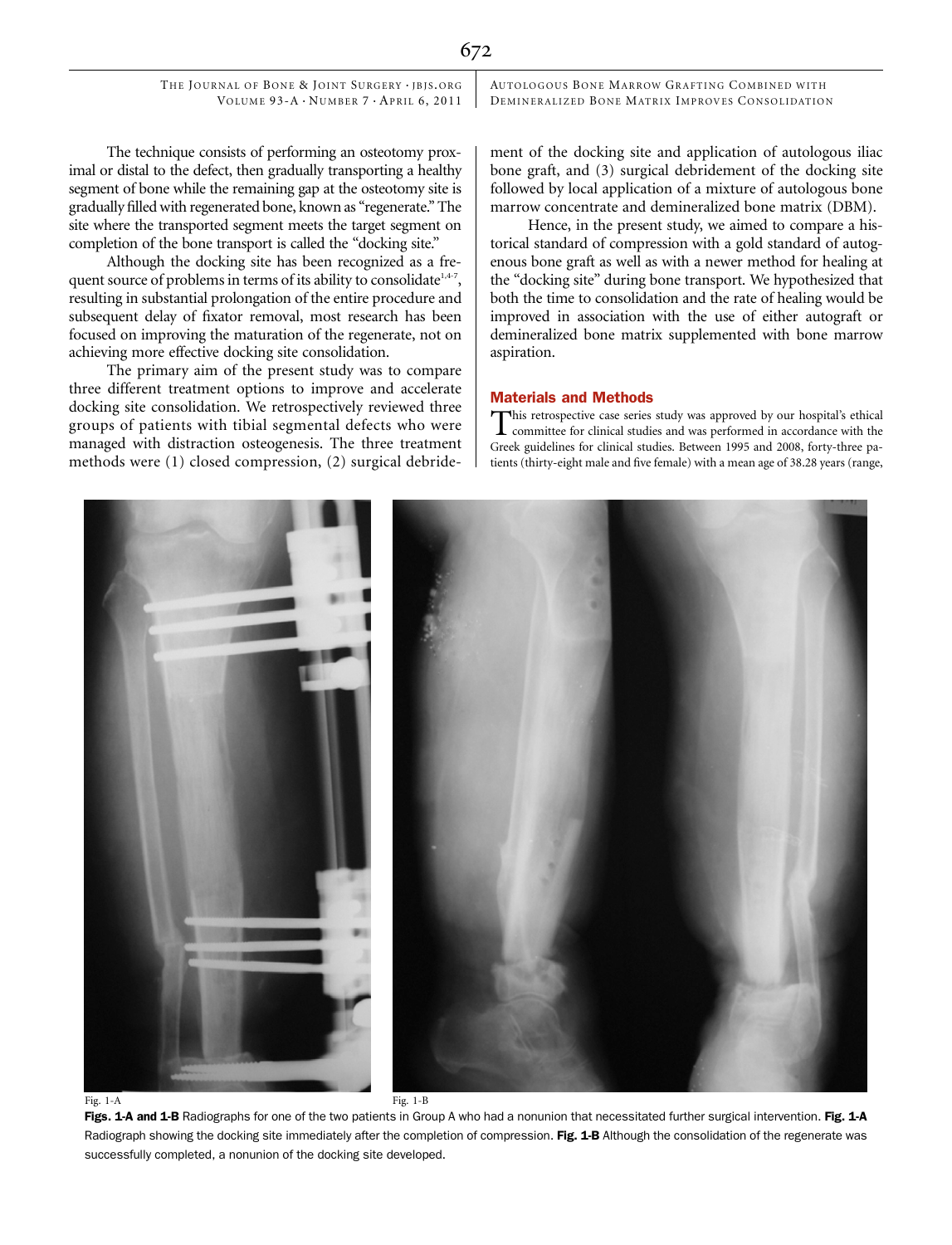The technique consists of performing an osteotomy proximal or distal to the defect, then gradually transporting a healthy segment of bone while the remaining gap at the osteotomy site is gradually filled with regenerated bone, known as "regenerate." The site where the transported segment meets the target segment on completion of the bone transport is called the "docking site."

Although the docking site has been recognized as a frequent source of problems in terms of its ability to consolidate[1,4-7], resulting in substantial prolongation of the entire procedure and subsequent delay of fixator removal, most research has been focused on improving the maturation of the regenerate, not on achieving more effective docking site consolidation.

The primary aim of the present study was to compare three different treatment options to improve and accelerate docking site consolidation. We retrospectively reviewed three groups of patients with tibial segmental defects who were managed with distraction osteogenesis. The three treatment methods were (1) closed compression, (2) surgical debridement of the docking site and application of autologous iliac bone graft, and (3) surgical debridement of the docking site followed by local application of a mixture of autologous bone marrow concentrate and demineralized bone matrix (DBM).

Hence, in the present study, we aimed to compare a historical standard of compression with a gold standard of autogenous bone graft as well as with a newer method for healing at the "docking site" during bone transport. We hypothesized that both the time to consolidation and the rate of healing would be improved in association with the use of either autograft or demineralized bone matrix supplemented with bone marrow aspiration.

## Materials and Methods

This retrospective case series study was approved by our hospital's ethical committee for clinical studies and was performed in accordance with the Greek guidelines for clinical studies. Between 1995 and 2008, forty-three patients (thirty-eight male and five female) with a mean age of 38.28 years (range,

Fig. 1-A

Fig. 1-B

**Figs. 1-A and 1-B** Radiographs for one of the two patients in Group A who had a nonunion that necessitated further surgical intervention. **Fig. 1-A** Radiograph showing the docking site immediately after the completion of compression. **Fig. 1-B** Although the consolidation of the regenerate was successfully completed, a nonunion of the docking site developed.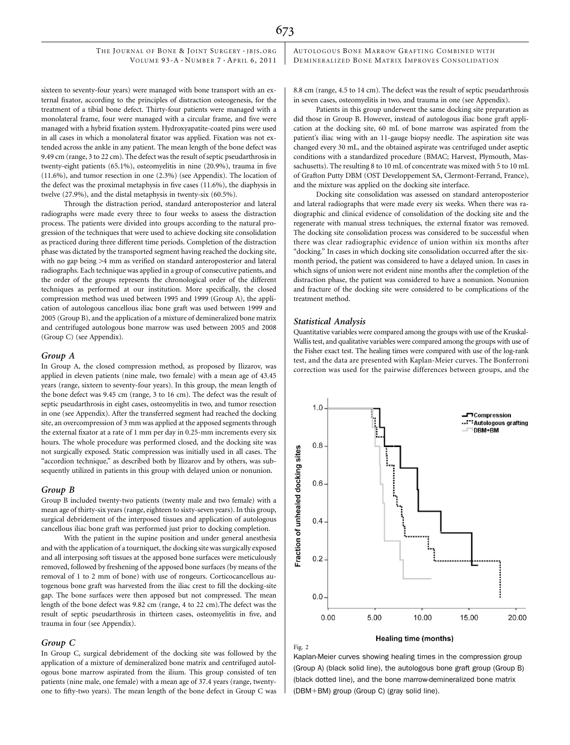sixteen to seventy-four years) were managed with bone transport with an external fixator, according to the principles of distraction osteogenesis, for the treatment of a tibial bone defect. Thirty-four patients were managed with a monolateral frame, four were managed with a circular frame, and five were managed with a hybrid fixation system. Hydroxyapatite-coated pins were used in all cases in which a monolateral fixator was applied. Fixation was not extended across the ankle in any patient. The mean length of the bone defect was 9.49 cm (range, 3 to 22 cm). The defect was the result of septic pseudarthrosis in twenty-eight patients (65.1%), osteomyelitis in nine (20.9%), trauma in five (11.6%), and tumor resection in one (2.3%) (see Appendix). The location of the defect was the proximal metaphysis in five cases (11.6%), the diaphysis in twelve (27.9%), and the distal metaphysis in twenty-six (60.5%).

Through the distraction period, standard anteroposterior and lateral radiographs were made every three to four weeks to assess the distraction process. The patients were divided into groups according to the natural progression of the techniques that were used to achieve docking site consolidation as practiced during three different time periods. Completion of the distraction phase was dictated by the transported segment having reached the docking site, with no gap being >4 mm as verified on standard anteroposterior and lateral radiographs. Each technique was applied in a group of consecutive patients, and the order of the groups represents the chronological order of the different techniques as performed at our institution. More specifically, the closed compression method was used between 1995 and 1999 (Group A), the application of autologous cancellous iliac bone graft was used between 1999 and 2005 (Group B), and the application of a mixture of demineralized bone matrix and centrifuged autologous bone marrow was used between 2005 and 2008 (Group C) (see Appendix).

### *Group A*

In Group A, the closed compression method, as proposed by Ilizarov, was applied in eleven patients (nine male, two female) with a mean age of 43.45 years (range, sixteen to seventy-four years). In this group, the mean length of the bone defect was 9.45 cm (range, 3 to 16 cm). The defect was the result of septic pseudarthrosis in eight cases, osteomyelitis in two, and tumor resection in one (see Appendix). After the transferred segment had reached the docking site, an overcompression of 3 mm was applied at the apposed segments through the external fixator at a rate of 1 mm per day in 0.25-mm increments every six hours. The whole procedure was performed closed, and the docking site was not surgically exposed. Static compression was initially used in all cases. The "accordion technique," as described both by Ilizarov and by others, was subsequently utilized in patients in this group with delayed union or nonunion.

### *Group B*

Group B included twenty-two patients (twenty male and two female) with a mean age of thirty-six years (range, eighteen to sixty-seven years). In this group, surgical debridement of the interposed tissues and application of autologous cancellous iliac bone graft was performed just prior to docking completion.

With the patient in the supine position and under general anesthesia and with the application of a tourniquet, the docking site was surgically exposed and all interposing soft tissues at the apposed bone surfaces were meticulously removed, followed by freshening of the apposed bone surfaces (by means of the removal of 1 to 2 mm of bone) with use of rongeurs. Corticocancellous autogenous bone graft was harvested from the iliac crest to fill the docking-site gap. The bone surfaces were then apposed but not compressed. The mean length of the bone defect was 9.82 cm (range, 4 to 22 cm). The defect was the result of septic pseudarthrosis in thirteen cases, osteomyelitis in five, and trauma in four (see Appendix).

### *Group C*

In Group C, surgical debridement of the docking site was followed by the application of a mixture of demineralized bone matrix and centrifuged autologous bone marrow aspirated from the ilium. This group consisted of ten patients (nine male, one female) with a mean age of 37.4 years (range, twenty-one to fifty-two years). The mean length of the bone defect in Group C was 8.8 cm (range, 4.5 to 14 cm). The defect was the result of septic pseudarthrosis in seven cases, osteomyelitis in two, and trauma in one (see Appendix).

Patients in this group underwent the same docking site preparation as did those in Group B. However, instead of autologous iliac bone graft application at the docking site, 60 mL of bone marrow was aspirated from the patient's iliac wing with an 11-gauge biopsy needle. The aspiration site was changed every 30 mL, and the obtained aspirate was centrifuged under aseptic conditions with a standardized procedure (BMAC; Harvest, Plymouth, Massachusetts). The resulting 8 to 10 mL of concentrate was mixed with 5 to 10 mL of Grafton Putty DBM (OST Developpement SA, Clermont-Ferrand, France), and the mixture was applied on the docking site interface.

Docking site consolidation was assessed on standard anteroposterior and lateral radiographs that were made every six weeks. When there was radiographic and clinical evidence of consolidation of the docking site and the regenerate with manual stress techniques, the external fixator was removed. The docking site consolidation process was considered to be successful when there was clear radiographic evidence of union within six months after "docking." In cases in which docking site consolidation occurred after the six-month period, the patient was considered to have a delayed union. In cases in which signs of union were not evident nine months after the completion of the distraction phase, the patient was considered to have a nonunion. Nonunion and fracture of the docking site were considered to be complications of the treatment method.

### *Statistical Analysis*

Quantitative variables were compared among the groups with use of the Kruskal-Wallis test, and qualitative variables were compared among the groups with use of the Fisher exact test. The healing times were compared with use of the log-rank test, and the data are presented with Kaplan-Meier curves. The Bonferroni correction was used for the pairwise differences between groups, and the

Fig. 2

Kaplan-Meier curves showing healing times in the compression group (Group A) (black solid line), the autologous bone graft group (Group B) (black dotted line), and the bone marrow-demineralized bone matrix (DBM+BM) group (Group C) (gray solid line).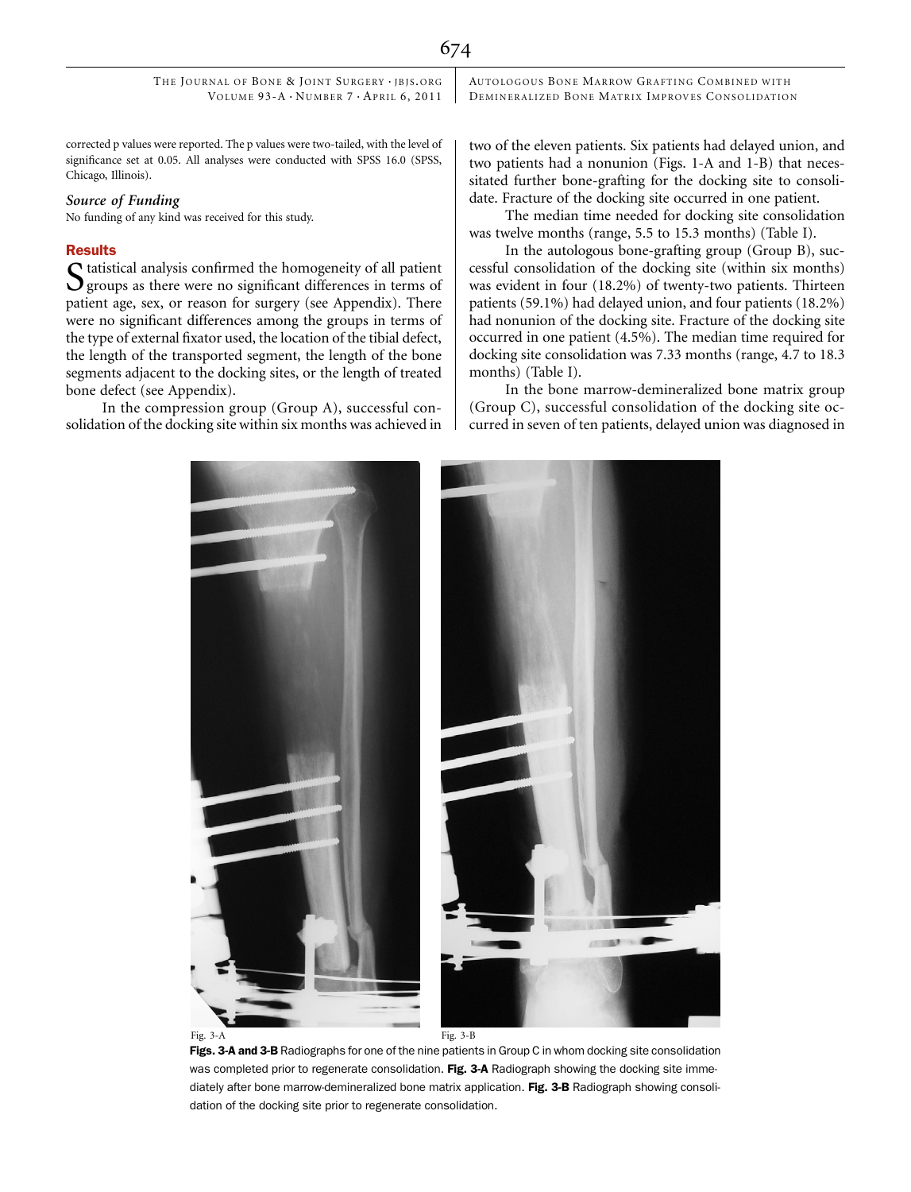corrected p values were reported. The p values were two-tailed, with the level of significance set at 0.05. All analyses were conducted with SPSS 16.0 (SPSS, Chicago, Illinois).

### *Source of Funding*

No funding of any kind was received for this study.

## Results

Statistical analysis confirmed the homogeneity of all patient groups as there were no significant differences in terms of patient age, sex, or reason for surgery (see Appendix). There were no significant differences among the groups in terms of the type of external fixator used, the location of the tibial defect, the length of the transported segment, the length of the bone segments adjacent to the docking sites, or the length of treated bone defect (see Appendix).

In the compression group (Group A), successful consolidation of the docking site within six months was achieved in two of the eleven patients. Six patients had delayed union, and two patients had a nonunion (Figs. 1-A and 1-B) that necessitated further bone-grafting for the docking site to consolidate. Fracture of the docking site occurred in one patient.

The median time needed for docking site consolidation was twelve months (range, 5.5 to 15.3 months) (Table I).

In the autologous bone-grafting group (Group B), successful consolidation of the docking site (within six months) was evident in four (18.2%) of twenty-two patients. Thirteen patients (59.1%) had delayed union, and four patients (18.2%) had nonunion of the docking site. Fracture of the docking site occurred in one patient (4.5%). The median time required for docking site consolidation was 7.33 months (range, 4.7 to 18.3 months) (Table I).

In the bone marrow-demineralized bone matrix group (Group C), successful consolidation of the docking site occurred in seven of ten patients, delayed union was diagnosed in

Fig. 3-A

Fig. 3-B

**Figs. 3-A and 3-B** Radiographs for one of the nine patients in Group C in whom docking site consolidation was completed prior to regenerate consolidation. **Fig. 3-A** Radiograph showing the docking site immediately after bone marrow-demineralized bone matrix application. **Fig. 3-B** Radiograph showing consolidation of the docking site prior to regenerate consolidation.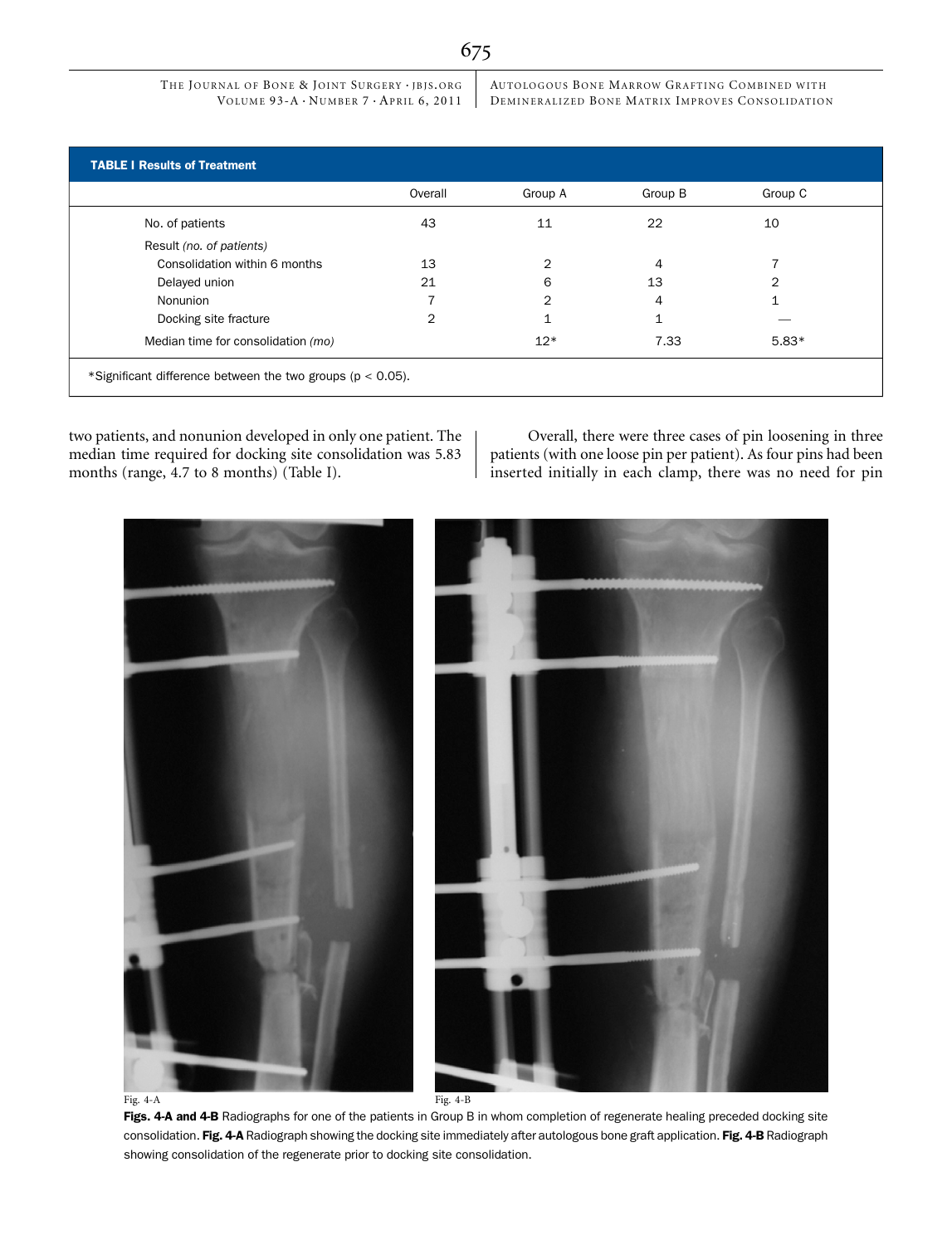**TABLE I Results of Treatment**

| | Overall | Group A | Group B | Group C |
|---|---|---|---|---|
| No. of patients | 43 | 11 | 22 | 10 |
| Result *(no. of patients)* | | | | |
| Consolidation within 6 months | 13 | 2 | 4 | 7 |
| Delayed union | 21 | 6 | 13 | 2 |
| Nonunion | 7 | 2 | 4 | 1 |
| Docking site fracture | 2 | 1 | 1 | — |
| Median time for consolidation *(mo)* | | 12* | 7.33 | 5.83* |

*Significant difference between the two groups ($p < 0.05$).

two patients, and nonunion developed in only one patient. The median time required for docking site consolidation was 5.83 months (range, 4.7 to 8 months) (Table I).

Overall, there were three cases of pin loosening in three patients (with one loose pin per patient). As four pins had been inserted initially in each clamp, there was no need for pin

Fig. 4-A

Fig. 4-B

**Figs. 4-A and 4-B** Radiographs for one of the patients in Group B in whom completion of regenerate healing preceded docking site consolidation. **Fig. 4-A** Radiograph showing the docking site immediately after autologous bone graft application. **Fig. 4-B** Radiograph showing consolidation of the regenerate prior to docking site consolidation.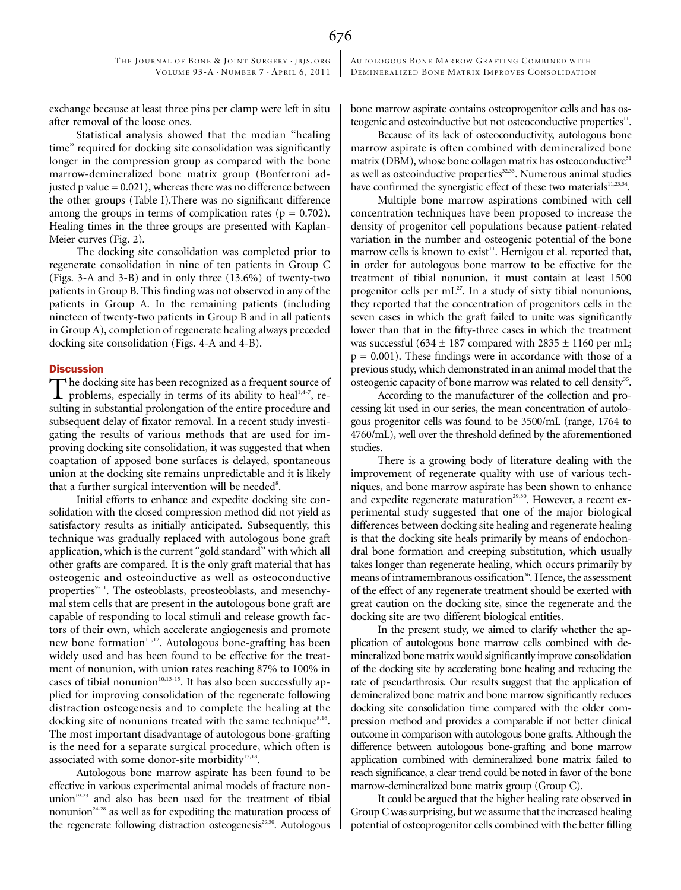exchange because at least three pins per clamp were left in situ after removal of the loose ones.

Statistical analysis showed that the median "healing time" required for docking site consolidation was significantly longer in the compression group as compared with the bone marrow-demineralized bone matrix group (Bonferroni adjusted p value = 0.021), whereas there was no difference between the other groups (Table I).There was no significant difference among the groups in terms of complication rates ($p = 0.702$). Healing times in the three groups are presented with Kaplan-Meier curves (Fig. 2).

The docking site consolidation was completed prior to regenerate consolidation in nine of ten patients in Group C (Figs. 3-A and 3-B) and in only three (13.6%) of twenty-two patients in Group B. This finding was not observed in any of the patients in Group A. In the remaining patients (including nineteen of twenty-two patients in Group B and in all patients in Group A), completion of regenerate healing always preceded docking site consolidation (Figs. 4-A and 4-B).

## Discussion

The docking site has been recognized as a frequent source of problems, especially in terms of its ability to heal[1,4-7], resulting in substantial prolongation of the entire procedure and subsequent delay of fixator removal. In a recent study investigating the results of various methods that are used for improving docking site consolidation, it was suggested that when coaptation of apposed bone surfaces is delayed, spontaneous union at the docking site remains unpredictable and it is likely that a further surgical intervention will be needed[8].

Initial efforts to enhance and expedite docking site consolidation with the closed compression method did not yield as satisfactory results as initially anticipated. Subsequently, this technique was gradually replaced with autologous bone graft application, which is the current "gold standard" with which all other grafts are compared. It is the only graft material that has osteogenic and osteoinductive as well as osteoconductive properties[9-11]. The osteoblasts, preosteoblasts, and mesenchymal stem cells that are present in the autologous bone graft are capable of responding to local stimuli and release growth factors of their own, which accelerate angiogenesis and promote new bone formation[11,12]. Autologous bone-grafting has been widely used and has been found to be effective for the treatment of nonunion, with union rates reaching 87% to 100% in cases of tibial nonunion[10,13-15]. It has also been successfully applied for improving consolidation of the regenerate following distraction osteogenesis and to complete the healing at the docking site of nonunions treated with the same technique[8,16]. The most important disadvantage of autologous bone-grafting is the need for a separate surgical procedure, which often is associated with some donor-site morbidity[17,18].

Autologous bone marrow aspirate has been found to be effective in various experimental animal models of fracture nonunion[19-23] and also has been used for the treatment of tibial nonunion[24-28] as well as for expediting the maturation process of the regenerate following distraction osteogenesis[29,30]. Autologous bone marrow aspirate contains osteoprogenitor cells and has osteogenic and osteoinductive but not osteoconductive properties[11].

Because of its lack of osteoconductivity, autologous bone marrow aspirate is often combined with demineralized bone matrix (DBM), whose bone collagen matrix has osteoconductive[31] as well as osteoinductive properties[32,33]. Numerous animal studies have confirmed the synergistic effect of these two materials[11,23,34].

Multiple bone marrow aspirations combined with cell concentration techniques have been proposed to increase the density of progenitor cell populations because patient-related variation in the number and osteogenic potential of the bone marrow cells is known to exist[11]. Hernigou et al. reported that, in order for autologous bone marrow to be effective for the treatment of tibial nonunion, it must contain at least 1500 progenitor cells per mL[27]. In a study of sixty tibial nonunions, they reported that the concentration of progenitors cells in the seven cases in which the graft failed to unite was significantly lower than that in the fifty-three cases in which the treatment was successful ($634 \pm 187$ compared with $2835 \pm 1160$ per mL; $p = 0.001$). These findings were in accordance with those of a previous study, which demonstrated in an animal model that the osteogenic capacity of bone marrow was related to cell density[35].

According to the manufacturer of the collection and processing kit used in our series, the mean concentration of autologous progenitor cells was found to be 3500/mL (range, 1764 to 4760/mL), well over the threshold defined by the aforementioned studies.

There is a growing body of literature dealing with the improvement of regenerate quality with use of various techniques, and bone marrow aspirate has been shown to enhance and expedite regenerate maturation[29,30]. However, a recent experimental study suggested that one of the major biological differences between docking site healing and regenerate healing is that the docking site heals primarily by means of endochondral bone formation and creeping substitution, which usually takes longer than regenerate healing, which occurs primarily by means of intramembranous ossification[36]. Hence, the assessment of the effect of any regenerate treatment should be exerted with great caution on the docking site, since the regenerate and the docking site are two different biological entities.

In the present study, we aimed to clarify whether the application of autologous bone marrow cells combined with demineralized bone matrix would significantly improve consolidation of the docking site by accelerating bone healing and reducing the rate of pseudarthrosis. Our results suggest that the application of demineralized bone matrix and bone marrow significantly reduces docking site consolidation time compared with the older compression method and provides a comparable if not better clinical outcome in comparison with autologous bone grafts. Although the difference between autologous bone-grafting and bone marrow application combined with demineralized bone matrix failed to reach significance, a clear trend could be noted in favor of the bone marrow-demineralized bone matrix group (Group C).

It could be argued that the higher healing rate observed in Group C was surprising, but we assume that the increased healing potential of osteoprogenitor cells combined with the better filling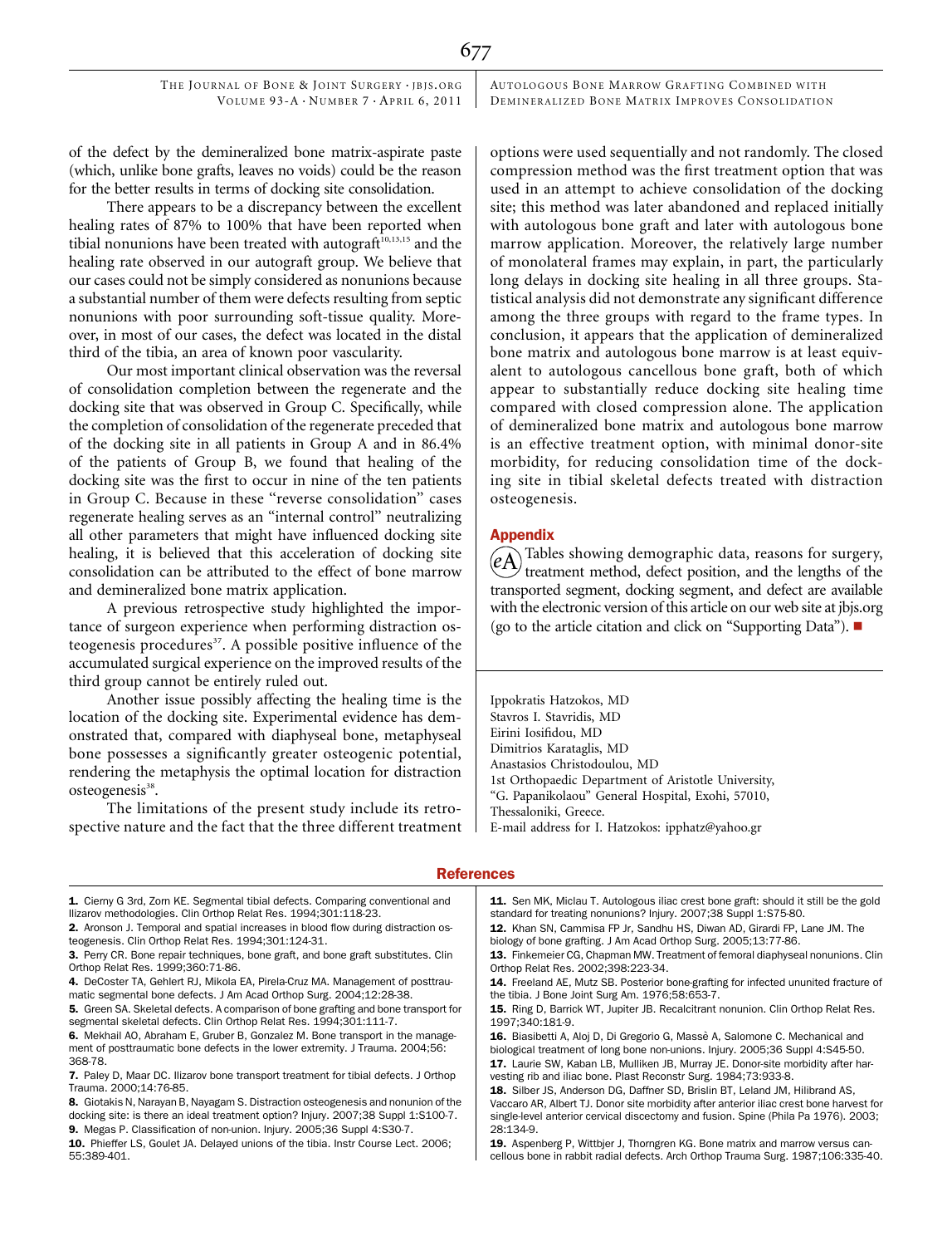of the defect by the demineralized bone matrix-aspirate paste (which, unlike bone grafts, leaves no voids) could be the reason for the better results in terms of docking site consolidation.

There appears to be a discrepancy between the excellent healing rates of 87% to 100% that have been reported when tibial nonunions have been treated with autograft[10,13,15] and the healing rate observed in our autograft group. We believe that our cases could not be simply considered as nonunions because a substantial number of them were defects resulting from septic nonunions with poor surrounding soft-tissue quality. Moreover, in most of our cases, the defect was located in the distal third of the tibia, an area of known poor vascularity.

Our most important clinical observation was the reversal of consolidation completion between the regenerate and the docking site that was observed in Group C. Specifically, while the completion of consolidation of the regenerate preceded that of the docking site in all patients in Group A and in 86.4% of the patients of Group B, we found that healing of the docking site was the first to occur in nine of the ten patients in Group C. Because in these "reverse consolidation" cases regenerate healing serves as an "internal control" neutralizing all other parameters that might have influenced docking site healing, it is believed that this acceleration of docking site consolidation can be attributed to the effect of bone marrow and demineralized bone matrix application.

A previous retrospective study highlighted the importance of surgeon experience when performing distraction osteogenesis procedures[37]. A possible positive influence of the accumulated surgical experience on the improved results of the third group cannot be entirely ruled out.

Another issue possibly affecting the healing time is the location of the docking site. Experimental evidence has demonstrated that, compared with diaphyseal bone, metaphyseal bone possesses a significantly greater osteogenic potential, rendering the metaphysis the optimal location for distraction osteogenesis[38].

The limitations of the present study include its retrospective nature and the fact that the three different treatment options were used sequentially and not randomly. The closed compression method was the first treatment option that was used in an attempt to achieve consolidation of the docking site; this method was later abandoned and replaced initially with autologous bone graft and later with autologous bone marrow application. Moreover, the relatively large number of monolateral frames may explain, in part, the particularly long delays in docking site healing in all three groups. Statistical analysis did not demonstrate any significant difference among the three groups with regard to the frame types. In conclusion, it appears that the application of demineralized bone matrix and autologous bone marrow is at least equivalent to autologous cancellous bone graft, both of which appear to substantially reduce docking site healing time compared with closed compression alone. The application of demineralized bone matrix and autologous bone marrow is an effective treatment option, with minimal donor-site morbidity, for reducing consolidation time of the docking site in tibial skeletal defects treated with distraction osteogenesis.

## Appendix

eA Tables showing demographic data, reasons for surgery, treatment method, defect position, and the lengths of the transported segment, docking segment, and defect are available with the electronic version of this article on our web site at jbjs.org (go to the article citation and click on "Supporting Data"). ■

Ippokratis Hatzokos, MD
Stavros I. Stavridis, MD
Eirini Iosifidou, MD
Dimitrios Karataglis, MD
Anastasios Christodoulou, MD
1st Orthopaedic Department of Aristotle University,
"G. Papanikolaou" General Hospital, Exohi, 57010,
Thessaloniki, Greece.
E-mail address for I. Hatzokos: ipphatz@yahoo.gr

## References

1. Cierny G 3rd, Zorn KE. Segmental tibial defects. Comparing conventional and Ilizarov methodologies. Clin Orthop Relat Res. 1994;301:118-23.
2. Aronson J. Temporal and spatial increases in blood flow during distraction osteogenesis. Clin Orthop Relat Res. 1994;301:124-31.
3. Perry CR. Bone repair techniques, bone graft, and bone graft substitutes. Clin Orthop Relat Res. 1999;360:71-86.
4. DeCoster TA, Gehlert RJ, Mikola EA, Pirela-Cruz MA. Management of posttraumatic segmental bone defects. J Am Acad Orthop Surg. 2004;12:28-38.
5. Green SA. Skeletal defects. A comparison of bone grafting and bone transport for segmental skeletal defects. Clin Orthop Relat Res. 1994;301:111-7.
6. Mekhail AO, Abraham E, Gruber B, Gonzalez M. Bone transport in the management of posttraumatic bone defects in the lower extremity. J Trauma. 2004;56:368-78.
7. Paley D, Maar DC. Ilizarov bone transport treatment for tibial defects. J Orthop Trauma. 2000;14:76-85.
8. Giotakis N, Narayan B, Nayagam S. Distraction osteogenesis and nonunion of the docking site: is there an ideal treatment option? Injury. 2007;38 Suppl 1:S100-7.
9. Megas P. Classification of non-union. Injury. 2005;36 Suppl 4:S30-7.
10. Phieffer LS, Goulet JA. Delayed unions of the tibia. Instr Course Lect. 2006;55:389-401.
11. Sen MK, Miclau T. Autologous iliac crest bone graft: should it still be the gold standard for treating nonunions? Injury. 2007;38 Suppl 1:S75-80.
12. Khan SN, Cammisa FP Jr, Sandhu HS, Diwan AD, Girardi FP, Lane JM. The biology of bone grafting. J Am Acad Orthop Surg. 2005;13:77-86.
13. Finkemeier CG, Chapman MW. Treatment of femoral diaphyseal nonunions. Clin Orthop Relat Res. 2002;398:223-34.
14. Freeland AE, Mutz SB. Posterior bone-grafting for infected ununited fracture of the tibia. J Bone Joint Surg Am. 1976;58:653-7.
15. Ring D, Barrick WT, Jupiter JB. Recalcitrant nonunion. Clin Orthop Relat Res. 1997;340:181-9.
16. Biasibetti A, Aloj D, Di Gregorio G, Massè A, Salomone C. Mechanical and biological treatment of long bone non-unions. Injury. 2005;36 Suppl 4:S45-50.
17. Laurie SW, Kaban LB, Mulliken JB, Murray JE. Donor-site morbidity after harvesting rib and iliac bone. Plast Reconstr Surg. 1984;73:933-8.
18. Silber JS, Anderson DG, Daffner SD, Brislin BT, Leland JM, Hilibrand AS, Vaccaro AR, Albert TJ. Donor site morbidity after anterior iliac crest bone harvest for single-level anterior cervical discectomy and fusion. Spine (Phila Pa 1976). 2003;28:134-9.
19. Aspenberg P, Wittbjer J, Thorngren KG. Bone matrix and marrow versus cancellous bone in rabbit radial defects. Arch Orthop Trauma Surg. 1987;106:335-40.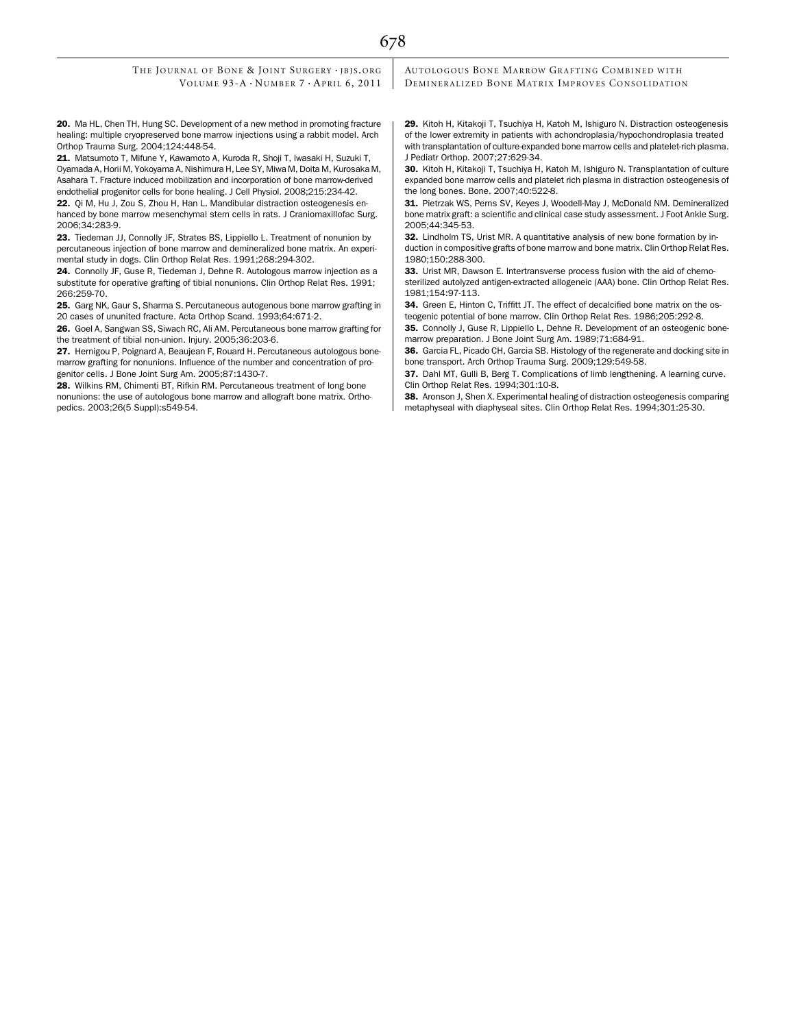20. Ma HL, Chen TH, Hung SC. Development of a new method in promoting fracture healing: multiple cryopreserved bone marrow injections using a rabbit model. Arch Orthop Trauma Surg. 2004;124:448-54.

21. Matsumoto T, Mifune Y, Kawamoto A, Kuroda R, Shoji T, Iwasaki H, Suzuki T, Oyamada A, Horii M, Yokoyama A, Nishimura H, Lee SY, Miwa M, Doita M, Kurosaka M, Asahara T. Fracture induced mobilization and incorporation of bone marrow-derived endothelial progenitor cells for bone healing. J Cell Physiol. 2008;215:234-42.

22. Qi M, Hu J, Zou S, Zhou H, Han L. Mandibular distraction osteogenesis enhanced by bone marrow mesenchymal stem cells in rats. J Craniomaxillofac Surg. 2006;34:283-9.

23. Tiedeman JJ, Connolly JF, Strates BS, Lippiello L. Treatment of nonunion by percutaneous injection of bone marrow and demineralized bone matrix. An experimental study in dogs. Clin Orthop Relat Res. 1991;268:294-302.

24. Connolly JF, Guse R, Tiedeman J, Dehne R. Autologous marrow injection as a substitute for operative grafting of tibial nonunions. Clin Orthop Relat Res. 1991; 266:259-70.

25. Garg NK, Gaur S, Sharma S. Percutaneous autogenous bone marrow grafting in 20 cases of ununited fracture. Acta Orthop Scand. 1993;64:671-2.

26. Goel A, Sangwan SS, Siwach RC, Ali AM. Percutaneous bone marrow grafting for the treatment of tibial non-union. Injury. 2005;36:203-6.

27. Hernigou P, Poignard A, Beaujean F, Rouard H. Percutaneous autologous bone-marrow grafting for nonunions. Influence of the number and concentration of progenitor cells. J Bone Joint Surg Am. 2005;87:1430-7.

28. Wilkins RM, Chimenti BT, Rifkin RM. Percutaneous treatment of long bone nonunions: the use of autologous bone marrow and allograft bone matrix. Orthopedics. 2003;26(5 Suppl):s549-54.

29. Kitoh H, Kitakoji T, Tsuchiya H, Katoh M, Ishiguro N. Distraction osteogenesis of the lower extremity in patients with achondroplasia/hypochondroplasia treated with transplantation of culture-expanded bone marrow cells and platelet-rich plasma. J Pediatr Orthop. 2007;27:629-34.

30. Kitoh H, Kitakoji T, Tsuchiya H, Katoh M, Ishiguro N. Transplantation of culture expanded bone marrow cells and platelet rich plasma in distraction osteogenesis of the long bones. Bone. 2007;40:522-8.

31. Pietrzak WS, Perns SV, Keyes J, Woodell-May J, McDonald NM. Demineralized bone matrix graft: a scientific and clinical case study assessment. J Foot Ankle Surg. 2005;44:345-53.

32. Lindholm TS, Urist MR. A quantitative analysis of new bone formation by induction in compositive grafts of bone marrow and bone matrix. Clin Orthop Relat Res. 1980;150:288-300.

33. Urist MR, Dawson E. Intertransverse process fusion with the aid of chemosterilized autolyzed antigen-extracted allogeneic (AAA) bone. Clin Orthop Relat Res. 1981;154:97-113.

34. Green E, Hinton C, Triffitt JT. The effect of decalcified bone matrix on the osteogenic potential of bone marrow. Clin Orthop Relat Res. 1986;205:292-8.

35. Connolly J, Guse R, Lippiello L, Dehne R. Development of an osteogenic bone-marrow preparation. J Bone Joint Surg Am. 1989;71:684-91.

36. Garcia FL, Picado CH, Garcia SB. Histology of the regenerate and docking site in bone transport. Arch Orthop Trauma Surg. 2009;129:549-58.

37. Dahl MT, Gulli B, Berg T. Complications of limb lengthening. A learning curve. Clin Orthop Relat Res. 1994;301:10-8.

38. Aronson J, Shen X. Experimental healing of distraction osteogenesis comparing metaphyseal with diaphyseal sites. Clin Orthop Relat Res. 1994;301:25-30.